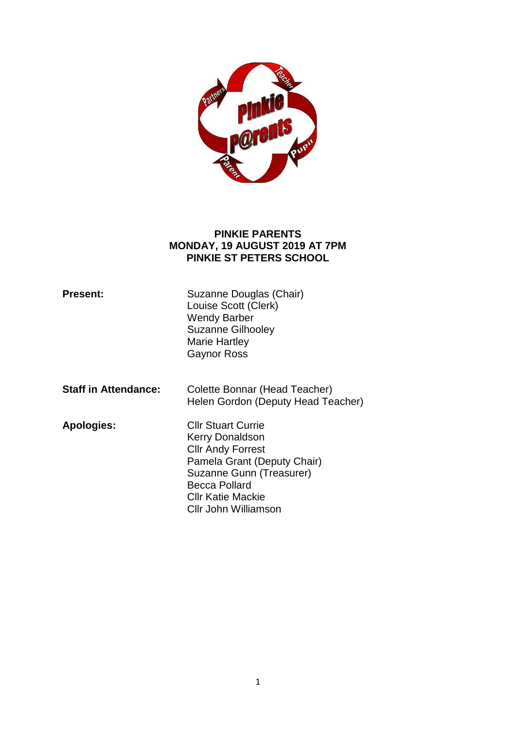# PINKIE PARENTS
## MONDAY, 19 AUGUST 2019 AT 7PM
## PINKIE ST PETERS SCHOOL

**Present:**

Suzanne Douglas (Chair)
Louise Scott (Clerk)
Wendy Barber
Suzanne Gilhooley
Marie Hartley
Gaynor Ross

**Staff in Attendance:**

Colette Bonnar (Head Teacher)
Helen Gordon (Deputy Head Teacher)

**Apologies:**

Cllr Stuart Currie
Kerry Donaldson
Cllr Andy Forrest
Pamela Grant (Deputy Chair)
Suzanne Gunn (Treasurer)
Becca Pollard
Cllr Katie Mackie
Cllr John Williamson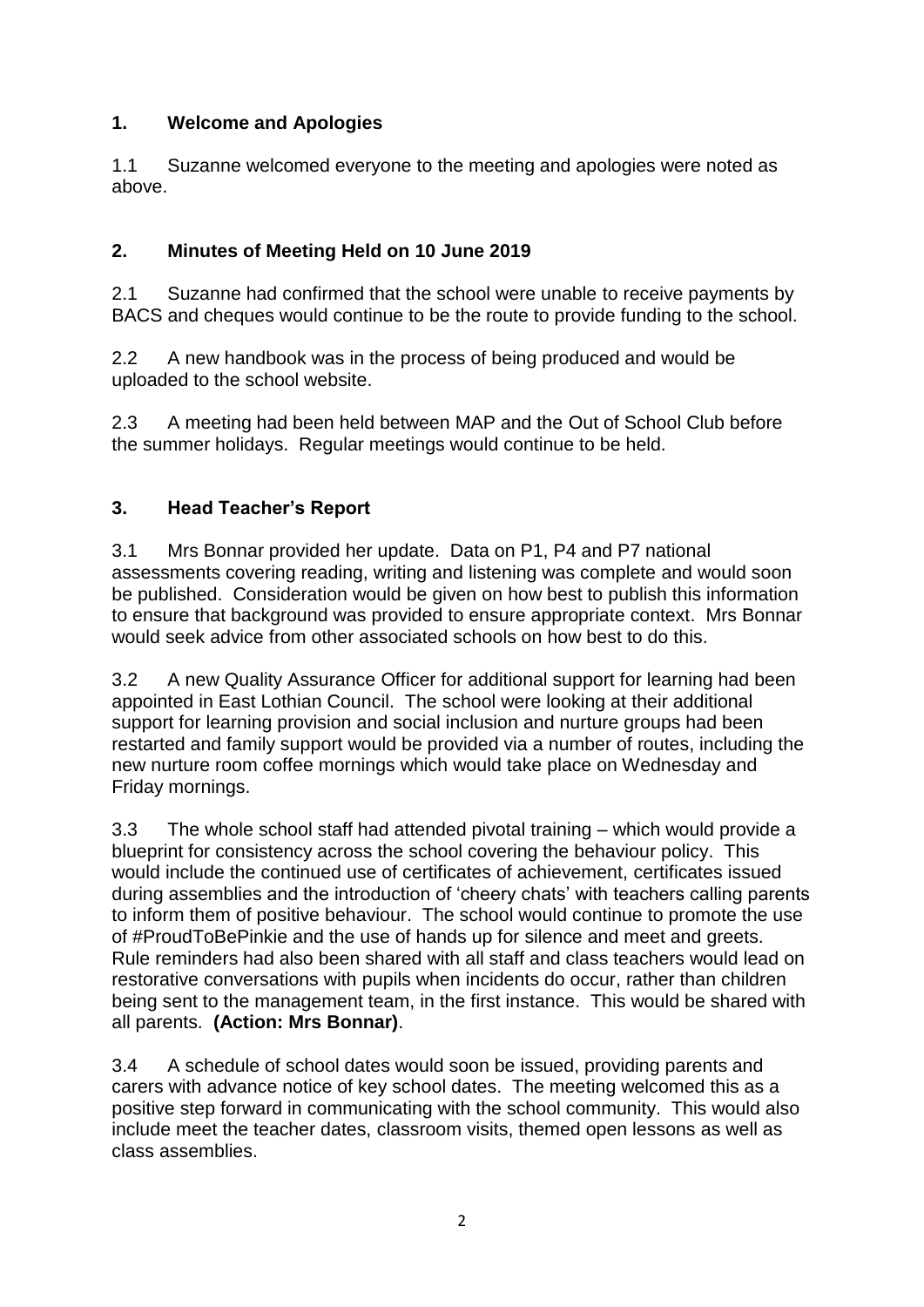## 1. Welcome and Apologies

1.1 Suzanne welcomed everyone to the meeting and apologies were noted as above.

## 2. Minutes of Meeting Held on 10 June 2019

2.1 Suzanne had confirmed that the school were unable to receive payments by BACS and cheques would continue to be the route to provide funding to the school.

2.2 A new handbook was in the process of being produced and would be uploaded to the school website.

2.3 A meeting had been held between MAP and the Out of School Club before the summer holidays. Regular meetings would continue to be held.

## 3. Head Teacher's Report

3.1 Mrs Bonnar provided her update. Data on P1, P4 and P7 national assessments covering reading, writing and listening was complete and would soon be published. Consideration would be given on how best to publish this information to ensure that background was provided to ensure appropriate context. Mrs Bonnar would seek advice from other associated schools on how best to do this.

3.2 A new Quality Assurance Officer for additional support for learning had been appointed in East Lothian Council. The school were looking at their additional support for learning provision and social inclusion and nurture groups had been restarted and family support would be provided via a number of routes, including the new nurture room coffee mornings which would take place on Wednesday and Friday mornings.

3.3 The whole school staff had attended pivotal training – which would provide a blueprint for consistency across the school covering the behaviour policy. This would include the continued use of certificates of achievement, certificates issued during assemblies and the introduction of 'cheery chats' with teachers calling parents to inform them of positive behaviour. The school would continue to promote the use of #ProudToBePinkie and the use of hands up for silence and meet and greets. Rule reminders had also been shared with all staff and class teachers would lead on restorative conversations with pupils when incidents do occur, rather than children being sent to the management team, in the first instance. This would be shared with all parents. **(Action: Mrs Bonnar)**.

3.4 A schedule of school dates would soon be issued, providing parents and carers with advance notice of key school dates. The meeting welcomed this as a positive step forward in communicating with the school community. This would also include meet the teacher dates, classroom visits, themed open lessons as well as class assemblies.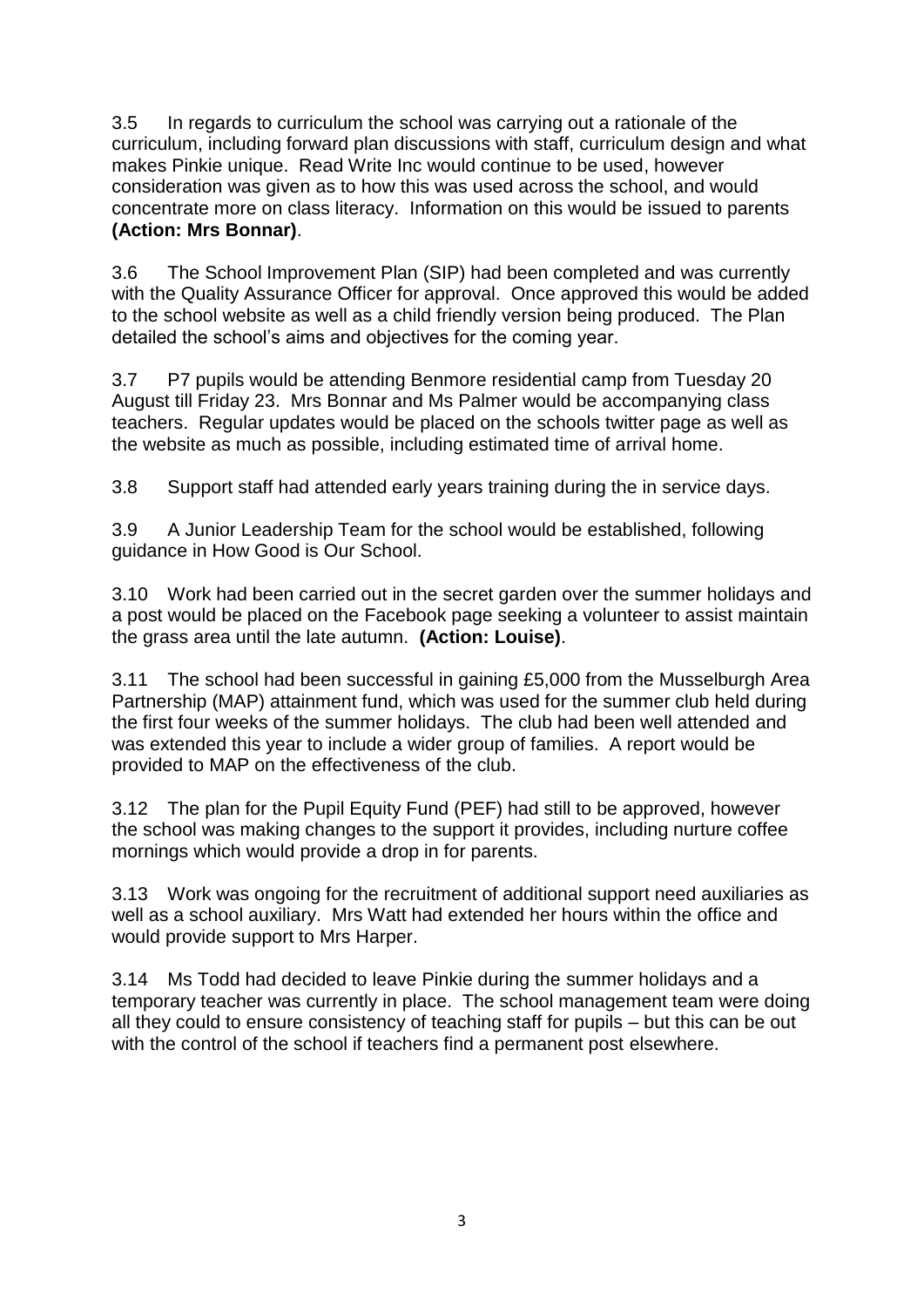3.5 In regards to curriculum the school was carrying out a rationale of the curriculum, including forward plan discussions with staff, curriculum design and what makes Pinkie unique. Read Write Inc would continue to be used, however consideration was given as to how this was used across the school, and would concentrate more on class literacy. Information on this would be issued to parents **(Action: Mrs Bonnar)**.

3.6 The School Improvement Plan (SIP) had been completed and was currently with the Quality Assurance Officer for approval. Once approved this would be added to the school website as well as a child friendly version being produced. The Plan detailed the school's aims and objectives for the coming year.

3.7 P7 pupils would be attending Benmore residential camp from Tuesday 20 August till Friday 23. Mrs Bonnar and Ms Palmer would be accompanying class teachers. Regular updates would be placed on the schools twitter page as well as the website as much as possible, including estimated time of arrival home.

3.8 Support staff had attended early years training during the in service days.

3.9 A Junior Leadership Team for the school would be established, following guidance in How Good is Our School.

3.10 Work had been carried out in the secret garden over the summer holidays and a post would be placed on the Facebook page seeking a volunteer to assist maintain the grass area until the late autumn. **(Action: Louise)**.

3.11 The school had been successful in gaining £5,000 from the Musselburgh Area Partnership (MAP) attainment fund, which was used for the summer club held during the first four weeks of the summer holidays. The club had been well attended and was extended this year to include a wider group of families. A report would be provided to MAP on the effectiveness of the club.

3.12 The plan for the Pupil Equity Fund (PEF) had still to be approved, however the school was making changes to the support it provides, including nurture coffee mornings which would provide a drop in for parents.

3.13 Work was ongoing for the recruitment of additional support need auxiliaries as well as a school auxiliary. Mrs Watt had extended her hours within the office and would provide support to Mrs Harper.

3.14 Ms Todd had decided to leave Pinkie during the summer holidays and a temporary teacher was currently in place. The school management team were doing all they could to ensure consistency of teaching staff for pupils – but this can be out with the control of the school if teachers find a permanent post elsewhere.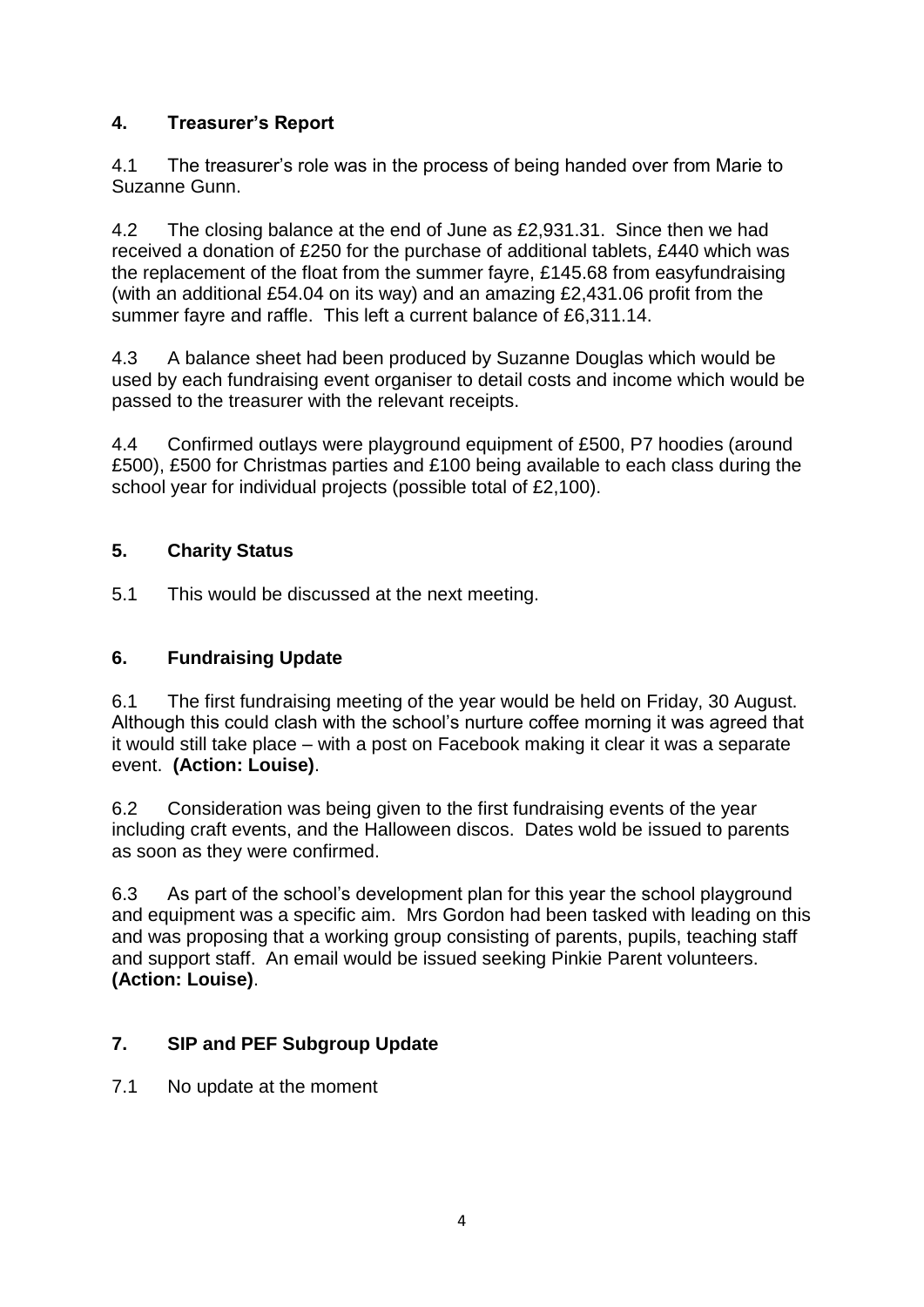## 4. Treasurer's Report

4.1 The treasurer's role was in the process of being handed over from Marie to Suzanne Gunn.

4.2 The closing balance at the end of June as £2,931.31. Since then we had received a donation of £250 for the purchase of additional tablets, £440 which was the replacement of the float from the summer fayre, £145.68 from easyfundraising (with an additional £54.04 on its way) and an amazing £2,431.06 profit from the summer fayre and raffle. This left a current balance of £6,311.14.

4.3 A balance sheet had been produced by Suzanne Douglas which would be used by each fundraising event organiser to detail costs and income which would be passed to the treasurer with the relevant receipts.

4.4 Confirmed outlays were playground equipment of £500, P7 hoodies (around £500), £500 for Christmas parties and £100 being available to each class during the school year for individual projects (possible total of £2,100).

## 5. Charity Status

5.1 This would be discussed at the next meeting.

## 6. Fundraising Update

6.1 The first fundraising meeting of the year would be held on Friday, 30 August. Although this could clash with the school's nurture coffee morning it was agreed that it would still take place – with a post on Facebook making it clear it was a separate event. **(Action: Louise)**.

6.2 Consideration was being given to the first fundraising events of the year including craft events, and the Halloween discos. Dates wold be issued to parents as soon as they were confirmed.

6.3 As part of the school's development plan for this year the school playground and equipment was a specific aim. Mrs Gordon had been tasked with leading on this and was proposing that a working group consisting of parents, pupils, teaching staff and support staff. An email would be issued seeking Pinkie Parent volunteers. **(Action: Louise)**.

## 7. SIP and PEF Subgroup Update

7.1 No update at the moment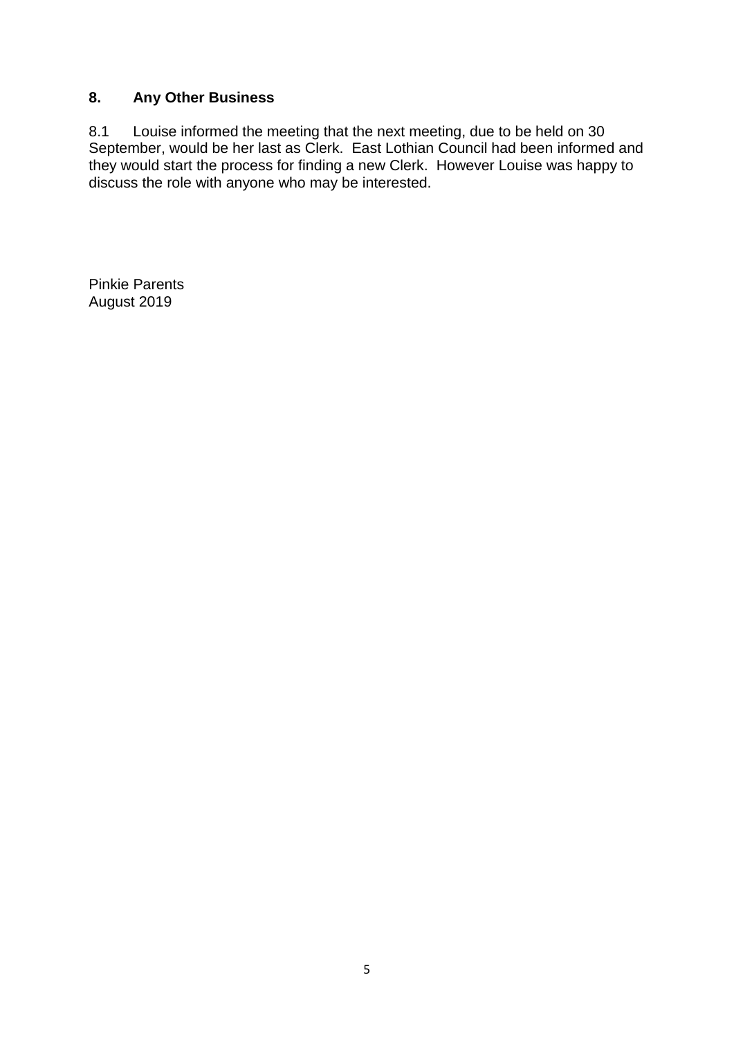## 8. Any Other Business

8.1 Louise informed the meeting that the next meeting, due to be held on 30 September, would be her last as Clerk. East Lothian Council had been informed and they would start the process for finding a new Clerk. However Louise was happy to discuss the role with anyone who may be interested.

Pinkie Parents
August 2019